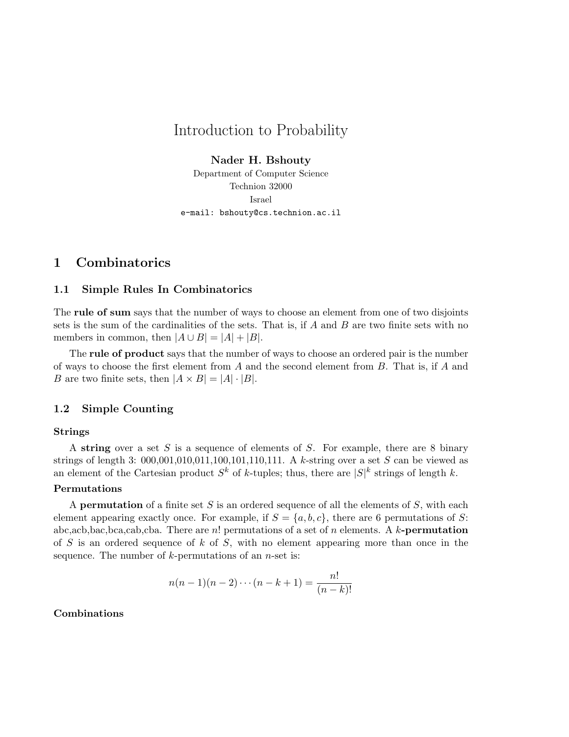# Introduction to Probability

**Nader H. Bshouty**
Department of Computer Science
Technion 32000
Israel
e-mail: bshouty@cs.technion.ac.il

## 1 Combinatorics

### 1.1 Simple Rules In Combinatorics

The **rule of sum** says that the number of ways to choose an element from one of two disjoints sets is the sum of the cardinalities of the sets. That is, if $A$ and $B$ are two finite sets with no members in common, then $|A \cup B| = |A| + |B|$.

The **rule of product** says that the number of ways to choose an ordered pair is the number of ways to choose the first element from $A$ and the second element from $B$. That is, if $A$ and $B$ are two finite sets, then $|A \times B| = |A| \cdot |B|$.

### 1.2 Simple Counting

#### Strings

A **string** over a set $S$ is a sequence of elements of $S$. For example, there are 8 binary strings of length 3: 000,001,010,011,100,101,110,111. A $k$-string over a set $S$ can be viewed as an element of the Cartesian product $S^k$ of $k$-tuples; thus, there are $|S|^k$ strings of length $k$.

#### Permutations

A **permutation** of a finite set $S$ is an ordered sequence of all the elements of $S$, with each element appearing exactly once. For example, if $S = \{a, b, c\}$, there are 6 permutations of $S$: abc,acb,bac,bca,cab,cba. There are $n!$ permutations of a set of $n$ elements. A **$k$-permutation** of $S$ is an ordered sequence of $k$ of $S$, with no element appearing more than once in the sequence. The number of $k$-permutations of an $n$-set is:

$$n(n-1)(n-2)\cdots(n-k+1) = \frac{n!}{(n-k)!}$$

#### Combinations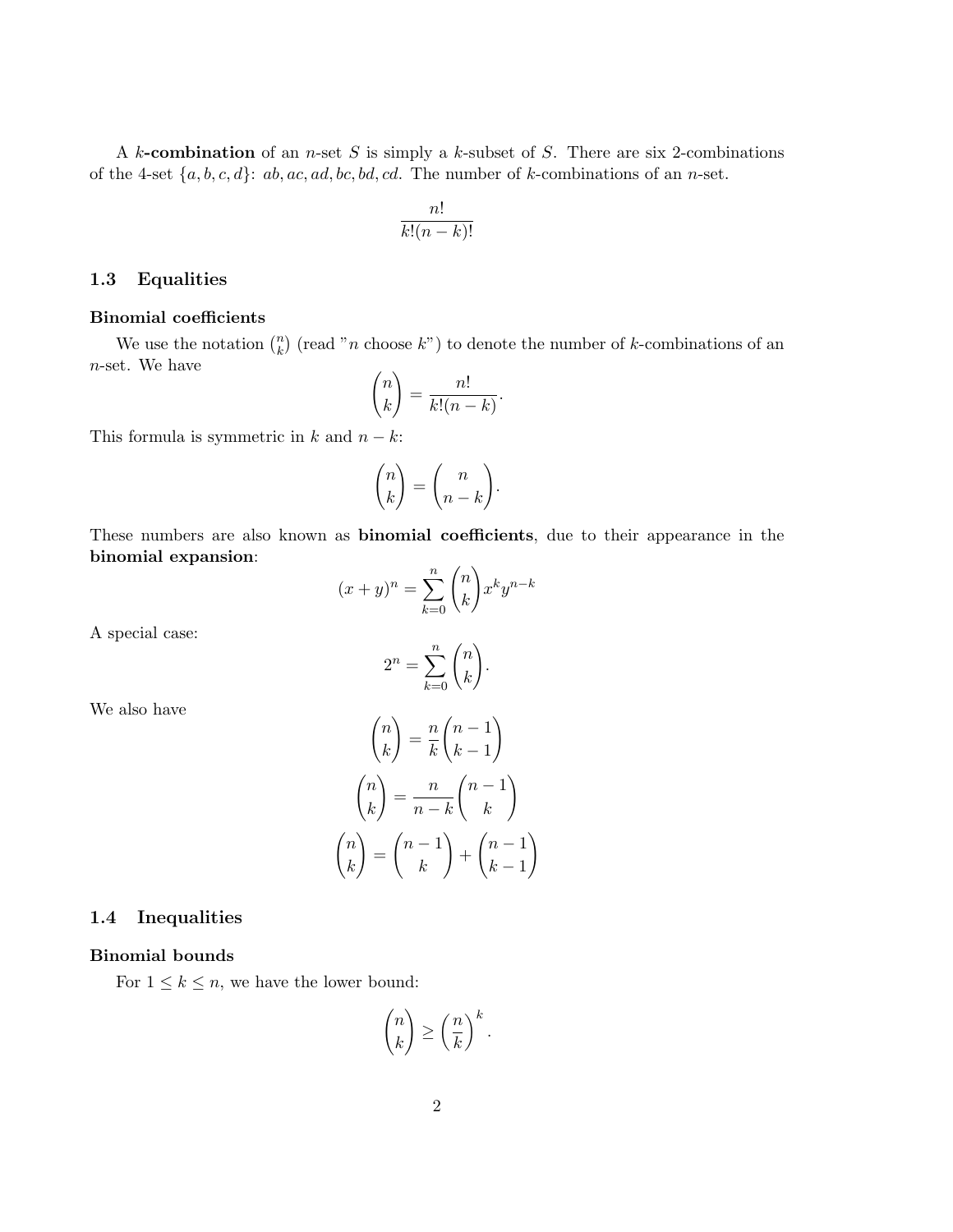A $k$**-combination** of an $n$-set $S$ is simply a $k$-subset of $S$. There are six 2-combinations of the 4-set $\{a, b, c, d\}$: $ab, ac, ad, bc, bd, cd$. The number of $k$-combinations of an $n$-set.

$$\frac{n!}{k!(n-k)!}$$

## 1.3 Equalities

### Binomial coefficients

We use the notation $\binom{n}{k}$ (read "$n$ choose $k$") to denote the number of $k$-combinations of an $n$-set. We have

$$\binom{n}{k} = \frac{n!}{k!(n-k)}.$$

This formula is symmetric in $k$ and $n-k$:

$$\binom{n}{k} = \binom{n}{n-k}.$$

These numbers are also known as **binomial coefficients**, due to their appearance in the **binomial expansion**:

$$(x+y)^n = \sum_{k=0}^{n} \binom{n}{k} x^k y^{n-k}$$

A special case:

$$2^n = \sum_{k=0}^{n} \binom{n}{k}.$$

We also have

$$\binom{n}{k} = \frac{n}{k}\binom{n-1}{k-1}$$

$$\binom{n}{k} = \frac{n}{n-k}\binom{n-1}{k}$$

$$\binom{n}{k} = \binom{n-1}{k} + \binom{n-1}{k-1}$$

## 1.4 Inequalities

### Binomial bounds

For $1 \leq k \leq n$, we have the lower bound:

$$\binom{n}{k} \geq \left(\frac{n}{k}\right)^k.$$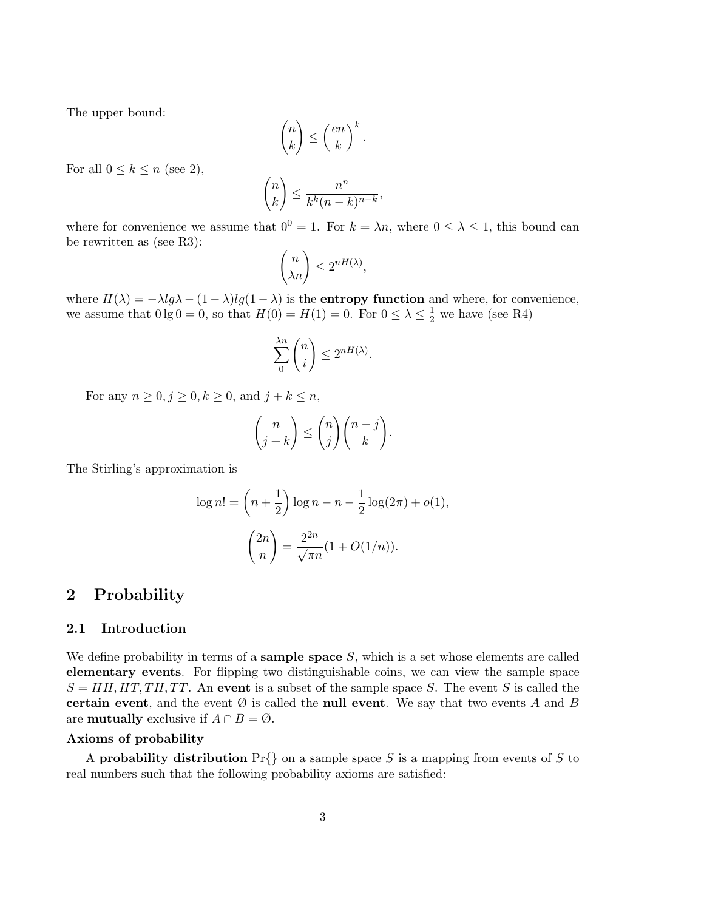The upper bound:

$$\binom{n}{k} \leq \left(\frac{en}{k}\right)^k.$$

For all $0 \leq k \leq n$ (see 2),

$$\binom{n}{k} \leq \frac{n^n}{k^k(n-k)^{n-k}},$$

where for convenience we assume that $0^0 = 1$. For $k = \lambda n$, where $0 \leq \lambda \leq 1$, this bound can be rewritten as (see R3):

$$\binom{n}{\lambda n} \leq 2^{nH(\lambda)},$$

where $H(\lambda) = -\lambda lg\lambda - (1-\lambda)lg(1-\lambda)$ is the **entropy function** and where, for convenience, we assume that $0 \lg 0 = 0$, so that $H(0) = H(1) = 0$. For $0 \leq \lambda \leq \frac{1}{2}$ we have (see R4)

$$\sum_{0}^{\lambda n} \binom{n}{i} \leq 2^{nH(\lambda)}.$$

For any $n \geq 0, j \geq 0, k \geq 0$, and $j + k \leq n$,

$$\binom{n}{j+k} \leq \binom{n}{j}\binom{n-j}{k}.$$

The Stirling's approximation is

$$\log n! = \left(n + \frac{1}{2}\right)\log n - n - \frac{1}{2}\log(2\pi) + o(1),$$

$$\binom{2n}{n} = \frac{2^{2n}}{\sqrt{\pi n}}(1 + O(1/n)).$$

# 2 Probability

## 2.1 Introduction

We define probability in terms of a **sample space** $S$, which is a set whose elements are called **elementary events**. For flipping two distinguishable coins, we can view the sample space $S = HH, HT, TH, TT$. An **event** is a subset of the sample space $S$. The event $S$ is called the **certain event**, and the event $\emptyset$ is called the **null event**. We say that two events $A$ and $B$ are **mutually** exclusive if $A \cap B = \emptyset$.

**Axioms of probability**

A **probability distribution** $\Pr\{\}$ on a sample space $S$ is a mapping from events of $S$ to real numbers such that the following probability axioms are satisfied: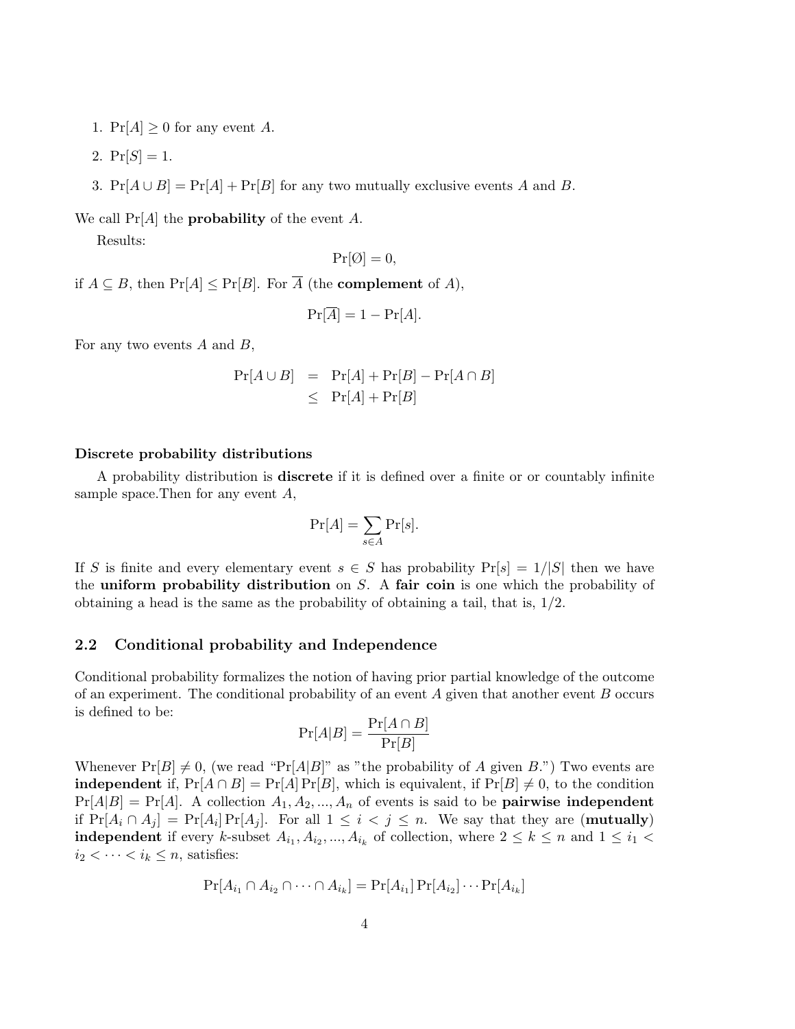1. $\Pr[A] \geq 0$ for any event $A$.
2. $\Pr[S] = 1$.
3. $\Pr[A \cup B] = \Pr[A] + \Pr[B]$ for any two mutually exclusive events $A$ and $B$.

We call $\Pr[A]$ the **probability** of the event $A$.

Results:

$$\Pr[\emptyset] = 0,$$

if $A \subseteq B$, then $\Pr[A] \leq \Pr[B]$. For $\overline{A}$ (the **complement** of $A$),

$$\Pr[\overline{A}] = 1 - \Pr[A].$$

For any two events $A$ and $B$,

$$\begin{aligned}
\Pr[A \cup B] &= \Pr[A] + \Pr[B] - \Pr[A \cap B] \\
&\leq \Pr[A] + \Pr[B]
\end{aligned}$$

**Discrete probability distributions**

A probability distribution is **discrete** if it is defined over a finite or or countably infinite sample space.Then for any event $A$,

$$\Pr[A] = \sum_{s \in A} \Pr[s].$$

If $S$ is finite and every elementary event $s \in S$ has probability $\Pr[s] = 1/|S|$ then we have the **uniform probability distribution** on $S$. A **fair coin** is one which the probability of obtaining a head is the same as the probability of obtaining a tail, that is, $1/2$.

## 2.2 Conditional probability and Independence

Conditional probability formalizes the notion of having prior partial knowledge of the outcome of an experiment. The conditional probability of an event $A$ given that another event $B$ occurs is defined to be:

$$\Pr[A|B] = \frac{\Pr[A \cap B]}{\Pr[B]}$$

Whenever $\Pr[B] \neq 0$, (we read "$\Pr[A|B]$" as "the probability of $A$ given $B$.") Two events are **independent** if, $\Pr[A \cap B] = \Pr[A]\Pr[B]$, which is equivalent, if $\Pr[B] \neq 0$, to the condition $\Pr[A|B] = \Pr[A]$. A collection $A_1, A_2, ..., A_n$ of events is said to be **pairwise independent** if $\Pr[A_i \cap A_j] = \Pr[A_i]\Pr[A_j]$. For all $1 \leq i < j \leq n$. We say that they are (**mutually**) **independent** if every $k$-subset $A_{i_1}, A_{i_2}, ..., A_{i_k}$ of collection, where $2 \leq k \leq n$ and $1 \leq i_1 < i_2 < \cdots < i_k \leq n$, satisfies:

$$\Pr[A_{i_1} \cap A_{i_2} \cap \cdots \cap A_{i_k}] = \Pr[A_{i_1}]\Pr[A_{i_2}] \cdots \Pr[A_{i_k}]$$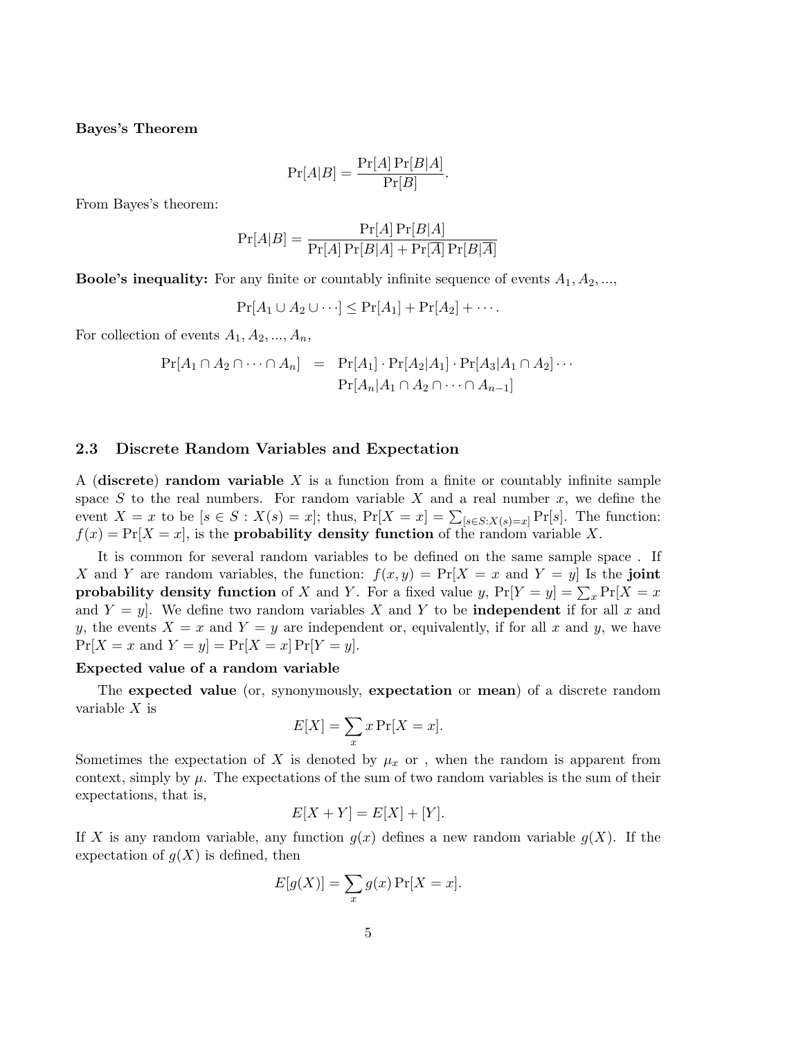**Bayes's Theorem**

$$\Pr[A|B] = \frac{\Pr[A]\Pr[B|A]}{\Pr[B]}.$$

From Bayes's theorem:

$$\Pr[A|B] = \frac{\Pr[A]\Pr[B|A]}{\Pr[A]\Pr[B|A] + \Pr[\overline{A}]\Pr[B|\overline{A}]}$$

**Boole's inequality:** For any finite or countably infinite sequence of events $A_1, A_2, ...$,

$$\Pr[A_1 \cup A_2 \cup \cdots] \leq \Pr[A_1] + \Pr[A_2] + \cdots.$$

For collection of events $A_1, A_2, ..., A_n$,

$$\begin{aligned} \Pr[A_1 \cap A_2 \cap \cdots \cap A_n] &= \Pr[A_1] \cdot \Pr[A_2|A_1] \cdot \Pr[A_3|A_1 \cap A_2] \cdots \\ &\quad \Pr[A_n|A_1 \cap A_2 \cap \cdots \cap A_{n-1}] \end{aligned}$$

## 2.3 Discrete Random Variables and Expectation

A (**discrete**) **random variable** $X$ is a function from a finite or countably infinite sample space $S$ to the real numbers. For random variable $X$ and a real number $x$, we define the event $X = x$ to be $[s \in S : X(s) = x]$; thus, $\Pr[X = x] = \sum_{[s \in S: X(s)=x]} \Pr[s]$. The function: $f(x) = \Pr[X = x]$, is the **probability density function** of the random variable $X$.

It is common for several random variables to be defined on the same sample space . If $X$ and $Y$ are random variables, the function: $f(x, y) = \Pr[X = x \text{ and } Y = y]$ Is the **joint probability density function** of $X$ and $Y$. For a fixed value $y$, $\Pr[Y = y] = \sum_x \Pr[X = x \text{ and } Y = y]$. We define two random variables $X$ and $Y$ to be **independent** if for all $x$ and $y$, the events $X = x$ and $Y = y$ are independent or, equivalently, if for all $x$ and $y$, we have $\Pr[X = x \text{ and } Y = y] = \Pr[X = x]\Pr[Y = y]$.

**Expected value of a random variable**

The **expected value** (or, synonymously, **expectation** or **mean**) of a discrete random variable $X$ is

$$E[X] = \sum_x x \Pr[X = x].$$

Sometimes the expectation of $X$ is denoted by $\mu_x$ or , when the random is apparent from context, simply by $\mu$. The expectations of the sum of two random variables is the sum of their expectations, that is,

$$E[X + Y] = E[X] + [Y].$$

If $X$ is any random variable, any function $g(x)$ defines a new random variable $g(X)$. If the expectation of $g(X)$ is defined, then

$$E[g(X)] = \sum_x g(x) \Pr[X = x].$$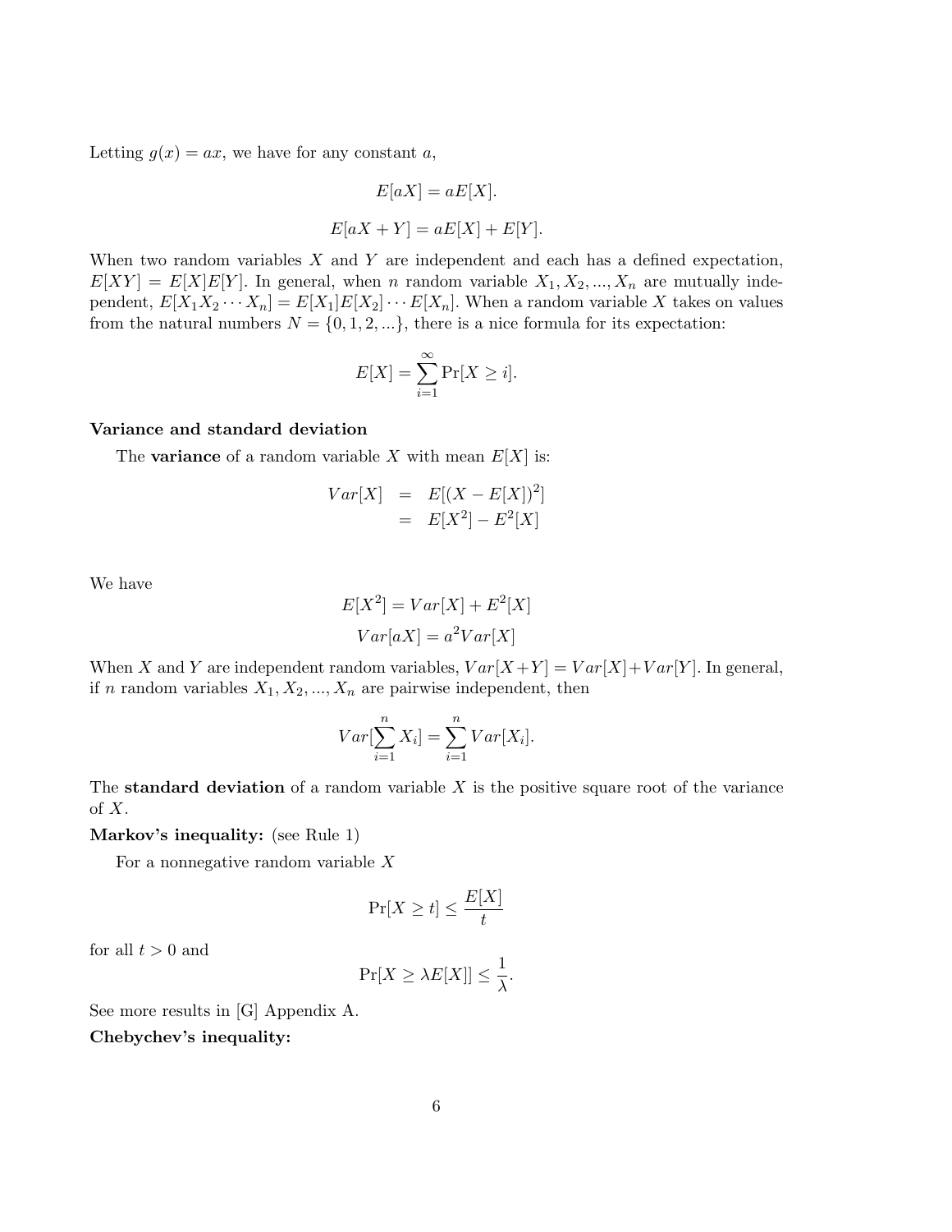Letting $g(x) = ax$, we have for any constant $a$,

$$E[aX] = aE[X].$$

$$E[aX + Y] = aE[X] + E[Y].$$

When two random variables $X$ and $Y$ are independent and each has a defined expectation, $E[XY] = E[X]E[Y]$. In general, when $n$ random variable $X_1, X_2, ..., X_n$ are mutually independent, $E[X_1 X_2 \cdots X_n] = E[X_1]E[X_2] \cdots E[X_n]$. When a random variable $X$ takes on values from the natural numbers $N = \{0, 1, 2, ...\}$, there is a nice formula for its expectation:

$$E[X] = \sum_{i=1}^{\infty} \Pr[X \geq i].$$

**Variance and standard deviation**

The **variance** of a random variable $X$ with mean $E[X]$ is:

$$\begin{aligned} Var[X] &= E[(X - E[X])^2] \\ &= E[X^2] - E^2[X] \end{aligned}$$

We have

$$E[X^2] = Var[X] + E^2[X]$$

$$Var[aX] = a^2 Var[X]$$

When $X$ and $Y$ are independent random variables, $Var[X+Y] = Var[X] + Var[Y]$. In general, if $n$ random variables $X_1, X_2, ..., X_n$ are pairwise independent, then

$$Var[\sum_{i=1}^{n} X_i] = \sum_{i=1}^{n} Var[X_i].$$

The **standard deviation** of a random variable $X$ is the positive square root of the variance of $X$.

**Markov's inequality:** (see Rule 1)

For a nonnegative random variable $X$

$$\Pr[X \geq t] \leq \frac{E[X]}{t}$$

for all $t > 0$ and

$$\Pr[X \geq \lambda E[X]] \leq \frac{1}{\lambda}.$$

See more results in [G] Appendix A.

**Chebychev's inequality:**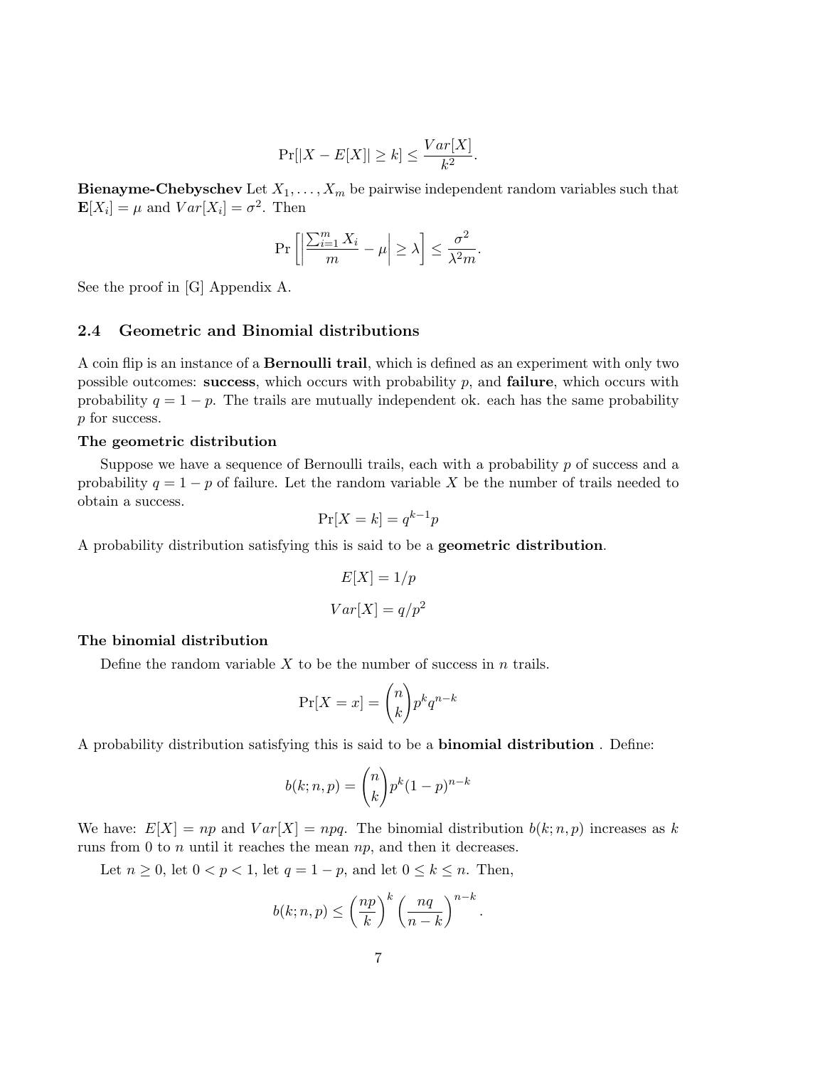$$\Pr[|X - E[X]| \geq k] \leq \frac{Var[X]}{k^2}.$$

**Bienayme-Chebyschev** Let $X_1, \ldots, X_m$ be pairwise independent random variables such that $\mathbf{E}[X_i] = \mu$ and $Var[X_i] = \sigma^2$. Then

$$\Pr\left[\left|\frac{\sum_{i=1}^{m} X_i}{m} - \mu\right| \geq \lambda\right] \leq \frac{\sigma^2}{\lambda^2 m}.$$

See the proof in [G] Appendix A.

### 2.4 Geometric and Binomial distributions

A coin flip is an instance of a **Bernoulli trail**, which is defined as an experiment with only two possible outcomes: **success**, which occurs with probability $p$, and **failure**, which occurs with probability $q = 1 - p$. The trails are mutually independent ok. each has the same probability $p$ for success.

**The geometric distribution**

Suppose we have a sequence of Bernoulli trails, each with a probability $p$ of success and a probability $q = 1 - p$ of failure. Let the random variable $X$ be the number of trails needed to obtain a success.

$$\Pr[X = k] = q^{k-1} p$$

A probability distribution satisfying this is said to be a **geometric distribution**.

$$E[X] = 1/p$$

$$Var[X] = q/p^2$$

**The binomial distribution**

Define the random variable $X$ to be the number of success in $n$ trails.

$$\Pr[X = x] = \binom{n}{k} p^k q^{n-k}$$

A probability distribution satisfying this is said to be a **binomial distribution** . Define:

$$b(k; n, p) = \binom{n}{k} p^k (1 - p)^{n-k}$$

We have: $E[X] = np$ and $Var[X] = npq$. The binomial distribution $b(k; n, p)$ increases as $k$ runs from 0 to $n$ until it reaches the mean $np$, and then it decreases.

Let $n \geq 0$, let $0 < p < 1$, let $q = 1 - p$, and let $0 \leq k \leq n$. Then,

$$b(k; n, p) \leq \left(\frac{np}{k}\right)^k \left(\frac{nq}{n-k}\right)^{n-k}.$$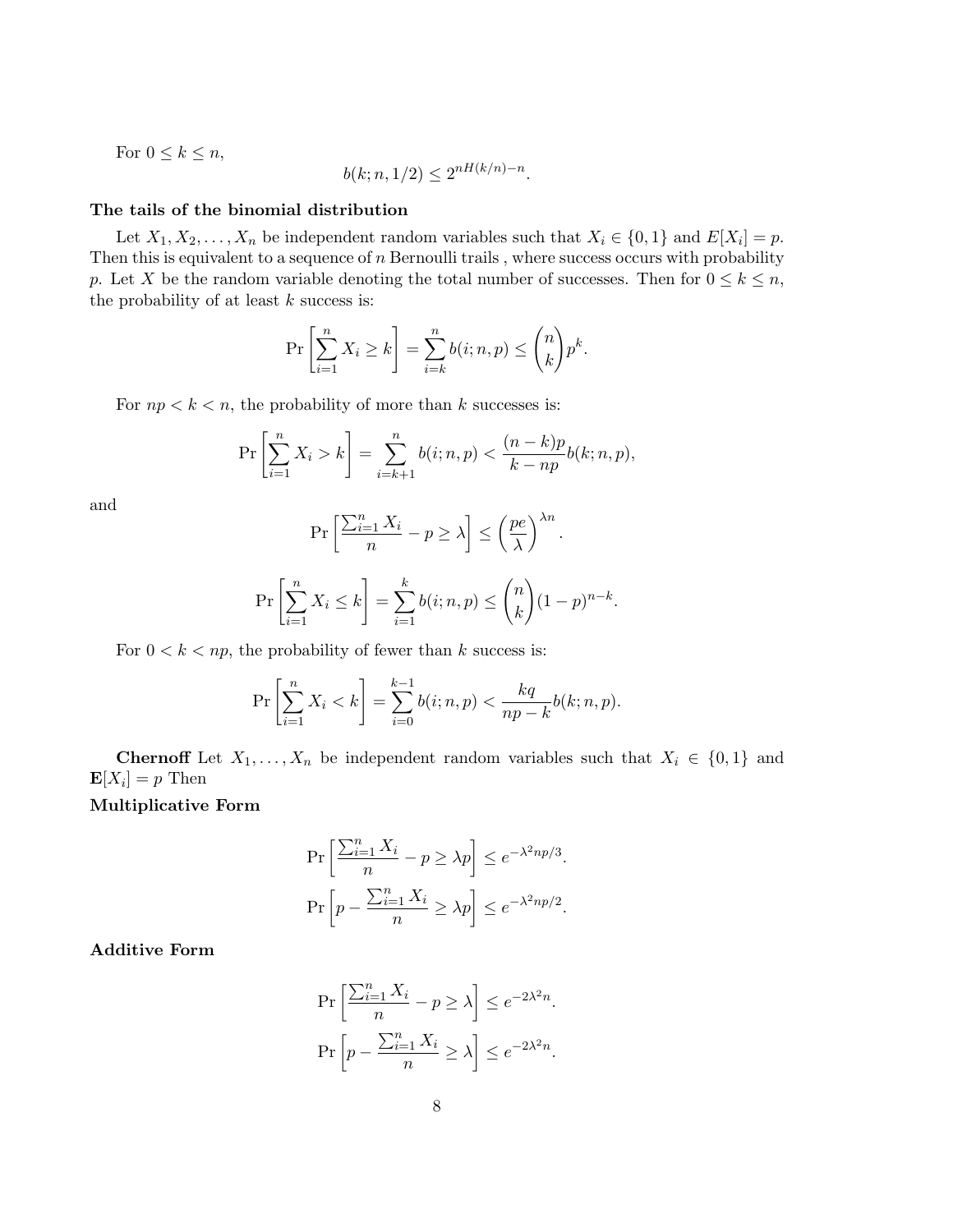For $0 \le k \le n$,

$$b(k; n, 1/2) \le 2^{nH(k/n)-n}.$$

**The tails of the binomial distribution**

Let $X_1, X_2, \ldots, X_n$ be independent random variables such that $X_i \in \{0, 1\}$ and $E[X_i] = p$. Then this is equivalent to a sequence of $n$ Bernoulli trails , where success occurs with probability $p$. Let $X$ be the random variable denoting the total number of successes. Then for $0 \le k \le n$, the probability of at least $k$ success is:

$$\Pr\left[\sum_{i=1}^{n} X_i \ge k\right] = \sum_{i=k}^{n} b(i; n, p) \le \binom{n}{k} p^k.$$

For $np < k < n$, the probability of more than $k$ successes is:

$$\Pr\left[\sum_{i=1}^{n} X_i > k\right] = \sum_{i=k+1}^{n} b(i; n, p) < \frac{(n-k)p}{k-np} b(k; n, p),$$

and

$$\Pr\left[\frac{\sum_{i=1}^{n} X_i}{n} - p \ge \lambda\right] \le \left(\frac{pe}{\lambda}\right)^{\lambda n}.$$

$$\Pr\left[\sum_{i=1}^{n} X_i \le k\right] = \sum_{i=1}^{k} b(i; n, p) \le \binom{n}{k} (1-p)^{n-k}.$$

For $0 < k < np$, the probability of fewer than $k$ success is:

$$\Pr\left[\sum_{i=1}^{n} X_i < k\right] = \sum_{i=0}^{k-1} b(i; n, p) < \frac{kq}{np-k} b(k; n, p).$$

**Chernoff** Let $X_1, \ldots, X_n$ be independent random variables such that $X_i \in \{0, 1\}$ and $\mathbf{E}[X_i] = p$ Then

**Multiplicative Form**

$$\Pr\left[\frac{\sum_{i=1}^{n} X_i}{n} - p \ge \lambda p\right] \le e^{-\lambda^2 np/3}.$$

$$\Pr\left[p - \frac{\sum_{i=1}^{n} X_i}{n} \ge \lambda p\right] \le e^{-\lambda^2 np/2}.$$

**Additive Form**

$$\Pr\left[\frac{\sum_{i=1}^{n} X_i}{n} - p \ge \lambda\right] \le e^{-2\lambda^2 n}.$$

$$\Pr\left[p - \frac{\sum_{i=1}^{n} X_i}{n} \ge \lambda\right] \le e^{-2\lambda^2 n}.$$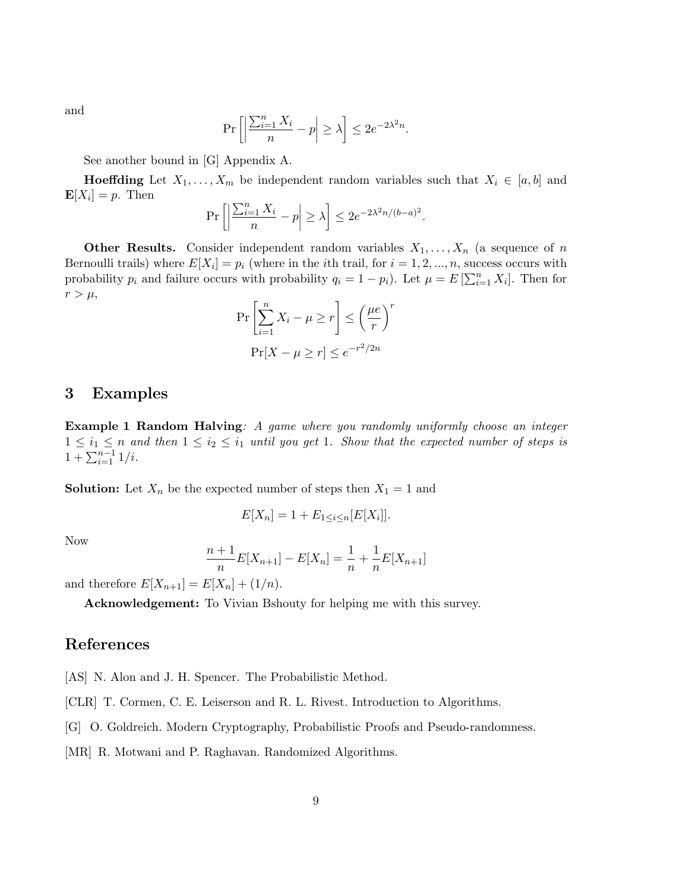and

$$\Pr\left[\left|\frac{\sum_{i=1}^{n} X_i}{n} - p\right| \geq \lambda\right] \leq 2e^{-2\lambda^2 n}.$$

See another bound in [G] Appendix A.

**Hoeffding** Let $X_1, \ldots, X_m$ be independent random variables such that $X_i \in [a, b]$ and $\mathbf{E}[X_i] = p$. Then

$$\Pr\left[\left|\frac{\sum_{i=1}^{n} X_i}{n} - p\right| \geq \lambda\right] \leq 2e^{-2\lambda^2 n/(b-a)^2}.$$

**Other Results.** Consider independent random variables $X_1, \ldots, X_n$ (a sequence of $n$ Bernoulli trails) where $E[X_i] = p_i$ (where in the $i$th trail, for $i = 1, 2, ..., n$, success occurs with probability $p_i$ and failure occurs with probability $q_i = 1 - p_i$). Let $\mu = E\left[\sum_{i=1}^{n} X_i\right]$. Then for $r > \mu$,

$$\Pr\left[\sum_{i=1}^{n} X_i - \mu \geq r\right] \leq \left(\frac{\mu e}{r}\right)^r$$

$$\Pr[X - \mu \geq r] \leq e^{-r^2/2n}$$

## 3 Examples

**Example 1 Random Halving**: *A game where you randomly uniformly choose an integer $1 \leq i_1 \leq n$ and then $1 \leq i_2 \leq i_1$ until you get 1. Show that the expected number of steps is $1 + \sum_{i=1}^{n-1} 1/i$.*

**Solution:** Let $X_n$ be the expected number of steps then $X_1 = 1$ and

$$E[X_n] = 1 + E_{1 \leq i \leq n}[E[X_i]].$$

Now

$$\frac{n+1}{n}E[X_{n+1}] - E[X_n] = \frac{1}{n} + \frac{1}{n}E[X_{n+1}]$$

and therefore $E[X_{n+1}] = E[X_n] + (1/n)$.

**Acknowledgement:** To Vivian Bshouty for helping me with this survey.

## References

[AS] N. Alon and J. H. Spencer. The Probabilistic Method.

[CLR] T. Cormen, C. E. Leiserson and R. L. Rivest. Introduction to Algorithms.

[G] O. Goldreich. Modern Cryptography, Probabilistic Proofs and Pseudo-randomness.

[MR] R. Motwani and P. Raghavan. Randomized Algorithms.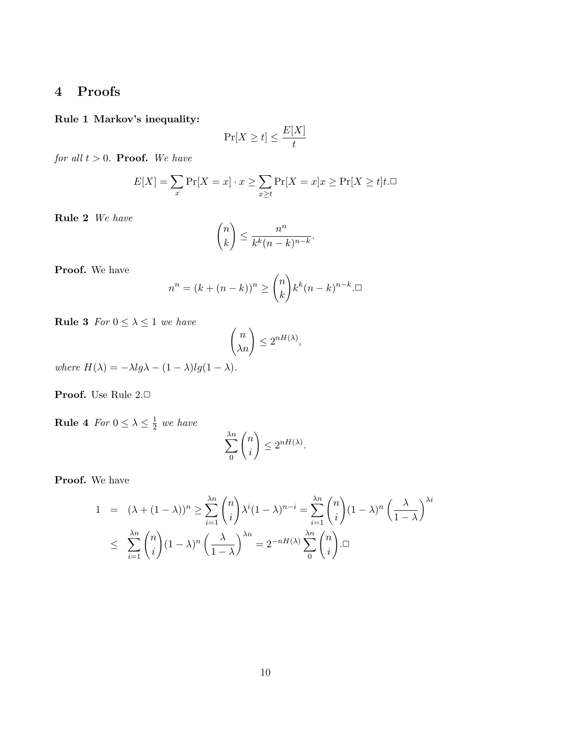## 4 Proofs

**Rule 1 Markov's inequality:**

$$\Pr[X \geq t] \leq \frac{E[X]}{t}$$

*for all $t > 0$.* **Proof.** *We have*

$$E[X] = \sum_x \Pr[X = x] \cdot x \geq \sum_{x \geq t} \Pr[X = x] x \geq \Pr[X \geq t] t. \square$$

**Rule 2** *We have*

$$\binom{n}{k} \leq \frac{n^n}{k^k (n-k)^{n-k}}.$$

**Proof.** We have

$$n^n = (k + (n-k))^n \geq \binom{n}{k} k^k (n-k)^{n-k}. \square$$

**Rule 3** *For $0 \leq \lambda \leq 1$ we have*

$$\binom{n}{\lambda n} \leq 2^{nH(\lambda)},$$

*where $H(\lambda) = -\lambda lg \lambda - (1-\lambda) lg(1-\lambda)$.*

**Proof.** Use Rule 2. $\square$

**Rule 4** *For $0 \leq \lambda \leq \frac{1}{2}$ we have*

$$\sum_0^{\lambda n} \binom{n}{i} \leq 2^{nH(\lambda)}.$$

**Proof.** We have

$$\begin{aligned} 1 &= (\lambda + (1-\lambda))^n \geq \sum_{i=1}^{\lambda n} \binom{n}{i} \lambda^i (1-\lambda)^{n-i} = \sum_{i=1}^{\lambda n} \binom{n}{i} (1-\lambda)^n \left( \frac{\lambda}{1-\lambda} \right)^{\lambda i} \\ &\leq \sum_{i=1}^{\lambda n} \binom{n}{i} (1-\lambda)^n \left( \frac{\lambda}{1-\lambda} \right)^{\lambda n} = 2^{-nH(\lambda)} \sum_0^{\lambda n} \binom{n}{i}. \square \end{aligned}$$